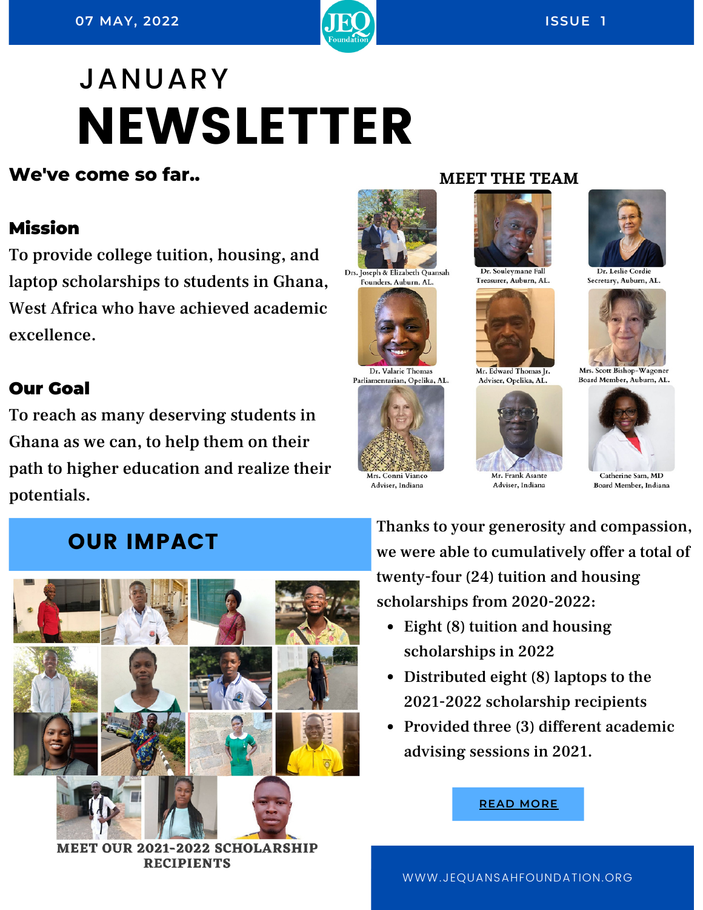07 MAY, 2022

ISSUE 1

# JANUARY NEWSLETTER

## We've come so far..

### Mission

To provide college tuition, housing, and laptop scholarships to students in Ghana, West Africa who have achieved academic excellence.

### Our Goal

To reach as many deserving students in Ghana as we can, to help them on their path to higher education and realize their potentials.

## MEET THE TEAM

Drs. Joseph & Elizabeth Quansah
Founders, Auburn, AL.

Dr. Souleymane Fall
Treasurer, Auburn, AL.

Dr. Leslie Cordie
Secretary, Auburn, AL.

Dr. Valarie Thomas
Parliamentarian, Opelika, AL.

Mr. Edward Thomas Jr.
Adviser, Opelika, AL.

Mrs. Scott Bishop-Wagoner
Board Member, Auburn, AL.

Mrs. Conni Vianco
Adviser, Indiana

Mr. Frank Asante
Adviser, Indiana

Catherine Sam, MD
Board Member, Indiana

## OUR IMPACT

MEET OUR 2021-2022 SCHOLARSHIP RECIPIENTS

Thanks to your generosity and compassion, we were able to cumulatively offer a total of twenty-four (24) tuition and housing scholarships from 2020-2022:

- Eight (8) tuition and housing scholarships in 2022
- Distributed eight (8) laptops to the 2021-2022 scholarship recipients
- Provided three (3) different academic advising sessions in 2021.

READ MORE

WWW.JEQUANSAHFOUNDATION.ORG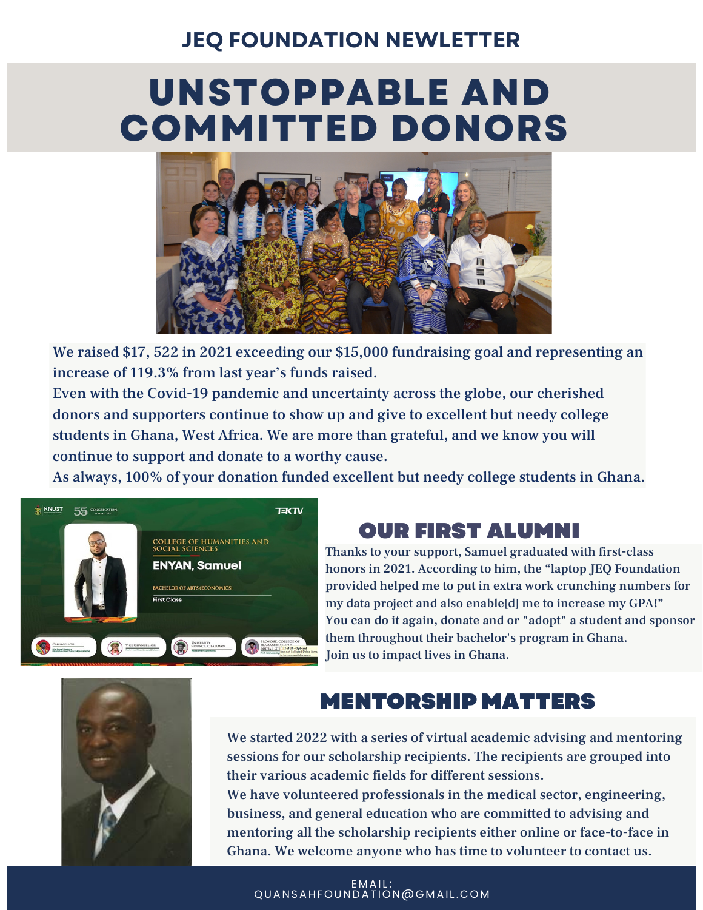## JEQ FOUNDATION NEWLETTER

# UNSTOPPABLE AND COMMITTED DONORS

We raised $17, 522 in 2021 exceeding our $15,000 fundraising goal and representing an increase of 119.3% from last year's funds raised.

Even with the Covid-19 pandemic and uncertainty across the globe, our cherished donors and supporters continue to show up and give to excellent but needy college students in Ghana, West Africa. We are more than grateful, and we know you will continue to support and donate to a worthy cause.

As always, 100% of your donation funded excellent but needy college students in Ghana.

## OUR FIRST ALUMNI

Thanks to your support, Samuel graduated with first-class honors in 2021. According to him, the "laptop JEQ Foundation provided helped me to put in extra work crunching numbers for my data project and also enable[d] me to increase my GPA!"

You can do it again, donate and or "adopt" a student and sponsor them throughout their bachelor's program in Ghana.

Join us to impact lives in Ghana.

## MENTORSHIP MATTERS

We started 2022 with a series of virtual academic advising and mentoring sessions for our scholarship recipients. The recipients are grouped into their various academic fields for different sessions.

We have volunteered professionals in the medical sector, engineering, business, and general education who are committed to advising and mentoring all the scholarship recipients either online or face-to-face in Ghana. We welcome anyone who has time to volunteer to contact us.

EMAIL: QUANSAHFOUNDATION@GMAIL.COM